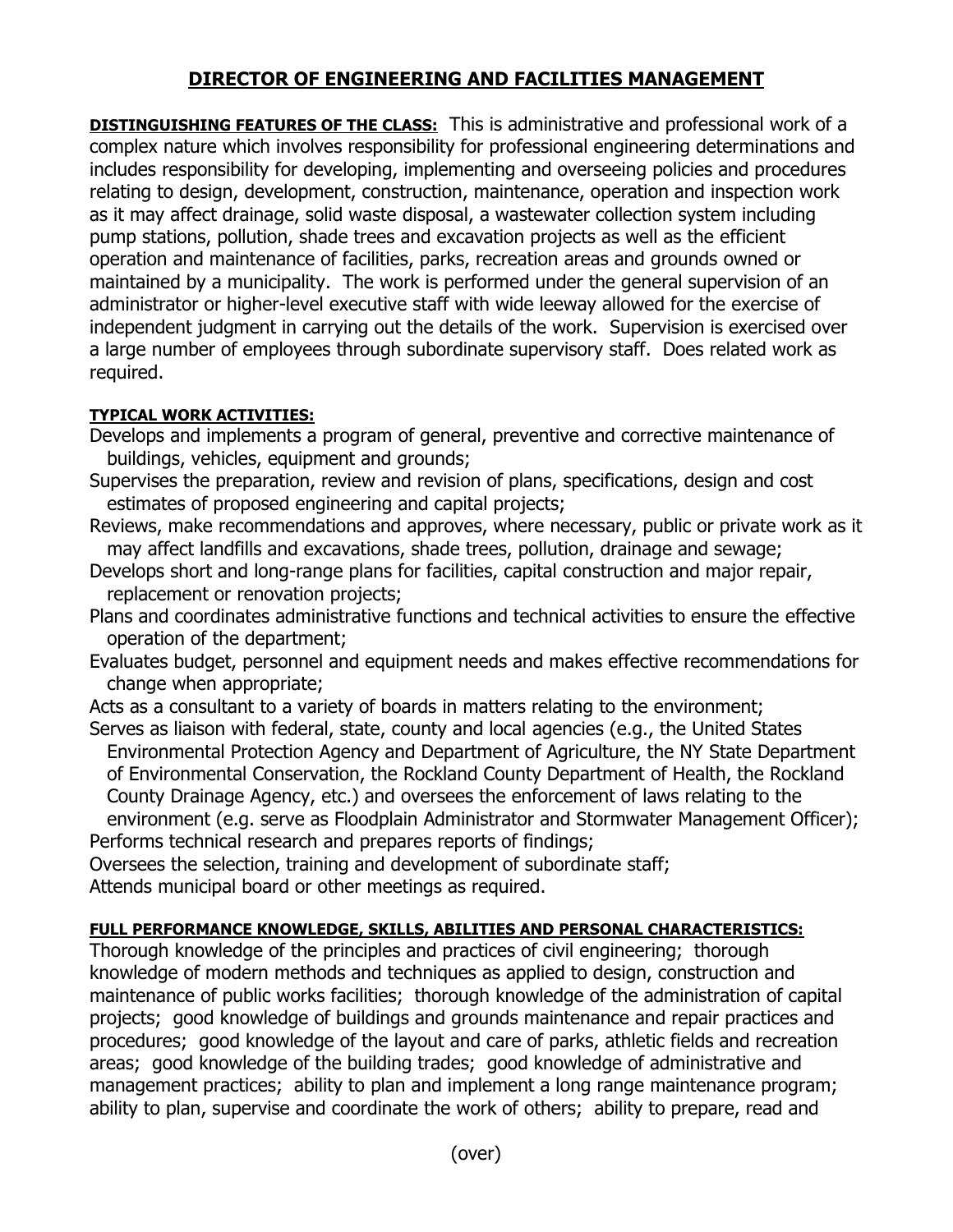# DIRECTOR OF ENGINEERING AND FACILITIES MANAGEMENT

**DISTINGUISHING FEATURES OF THE CLASS:** This is administrative and professional work of a complex nature which involves responsibility for professional engineering determinations and includes responsibility for developing, implementing and overseeing policies and procedures relating to design, development, construction, maintenance, operation and inspection work as it may affect drainage, solid waste disposal, a wastewater collection system including pump stations, pollution, shade trees and excavation projects as well as the efficient operation and maintenance of facilities, parks, recreation areas and grounds owned or maintained by a municipality. The work is performed under the general supervision of an administrator or higher-level executive staff with wide leeway allowed for the exercise of independent judgment in carrying out the details of the work. Supervision is exercised over a large number of employees through subordinate supervisory staff. Does related work as required.

**TYPICAL WORK ACTIVITIES:**

Develops and implements a program of general, preventive and corrective maintenance of buildings, vehicles, equipment and grounds;

Supervises the preparation, review and revision of plans, specifications, design and cost estimates of proposed engineering and capital projects;

Reviews, make recommendations and approves, where necessary, public or private work as it may affect landfills and excavations, shade trees, pollution, drainage and sewage;

Develops short and long-range plans for facilities, capital construction and major repair, replacement or renovation projects;

Plans and coordinates administrative functions and technical activities to ensure the effective operation of the department;

Evaluates budget, personnel and equipment needs and makes effective recommendations for change when appropriate;

Acts as a consultant to a variety of boards in matters relating to the environment;

Serves as liaison with federal, state, county and local agencies (e.g., the United States Environmental Protection Agency and Department of Agriculture, the NY State Department of Environmental Conservation, the Rockland County Department of Health, the Rockland County Drainage Agency, etc.) and oversees the enforcement of laws relating to the environment (e.g. serve as Floodplain Administrator and Stormwater Management Officer);

Performs technical research and prepares reports of findings;

Oversees the selection, training and development of subordinate staff;

Attends municipal board or other meetings as required.

**FULL PERFORMANCE KNOWLEDGE, SKILLS, ABILITIES AND PERSONAL CHARACTERISTICS:**

Thorough knowledge of the principles and practices of civil engineering; thorough knowledge of modern methods and techniques as applied to design, construction and maintenance of public works facilities; thorough knowledge of the administration of capital projects; good knowledge of buildings and grounds maintenance and repair practices and procedures; good knowledge of the layout and care of parks, athletic fields and recreation areas; good knowledge of the building trades; good knowledge of administrative and management practices; ability to plan and implement a long range maintenance program; ability to plan, supervise and coordinate the work of others; ability to prepare, read and

(over)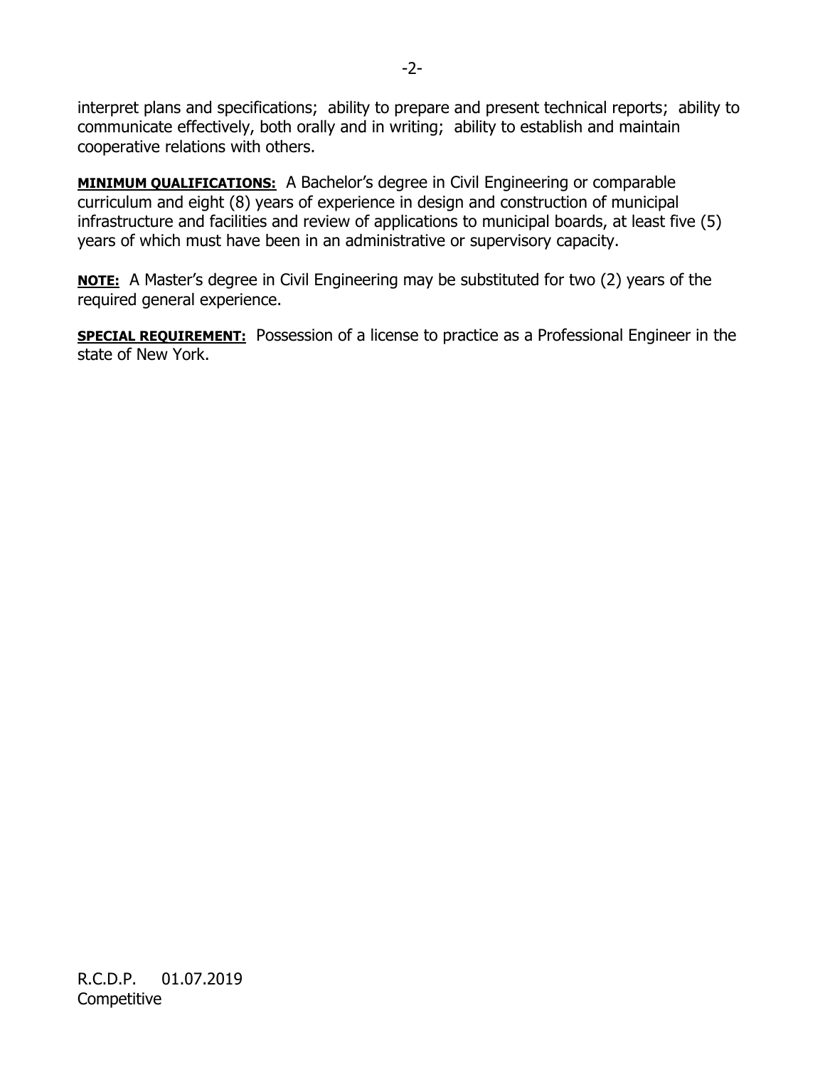interpret plans and specifications; ability to prepare and present technical reports; ability to communicate effectively, both orally and in writing; ability to establish and maintain cooperative relations with others.

**MINIMUM QUALIFICATIONS:** A Bachelor's degree in Civil Engineering or comparable curriculum and eight (8) years of experience in design and construction of municipal infrastructure and facilities and review of applications to municipal boards, at least five (5) years of which must have been in an administrative or supervisory capacity.

**NOTE:** A Master's degree in Civil Engineering may be substituted for two (2) years of the required general experience.

**SPECIAL REQUIREMENT:** Possession of a license to practice as a Professional Engineer in the state of New York.

R.C.D.P. 01.07.2019
Competitive